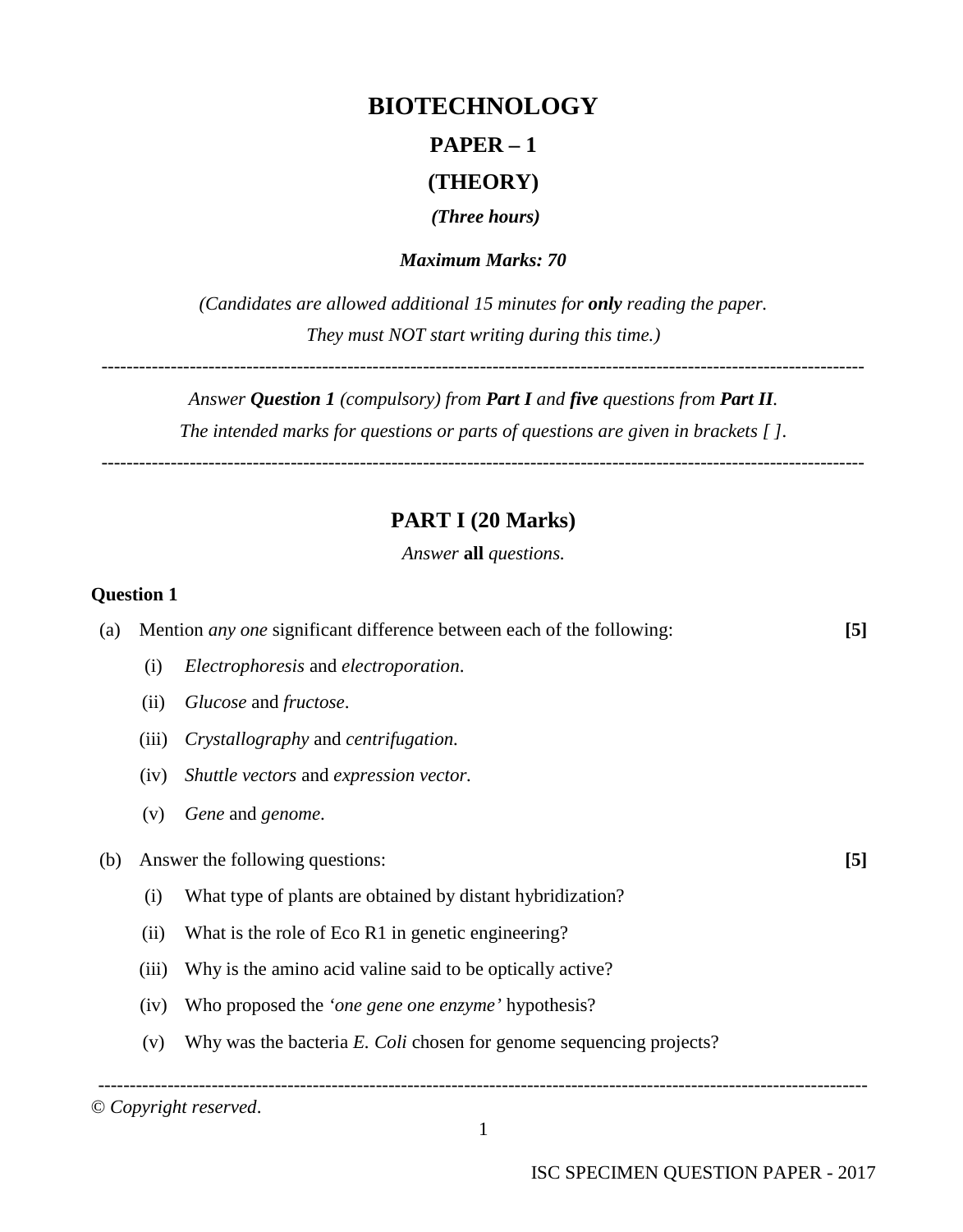# BIOTECHNOLOGY

## PAPER – 1

## (THEORY)

*(Three hours)*

***Maximum Marks: 70***

*(Candidates are allowed additional 15 minutes for **only** reading the paper. They must NOT start writing during this time.)*

---

*Answer **Question 1** (compulsory) from **Part I** and **five** questions from **Part II**.*

*The intended marks for questions or parts of questions are given in brackets [ ].*

---

## PART I (20 Marks)

*Answer* **all** *questions.*

**Question 1**

(a) Mention *any one* significant difference between each of the following: **[5]**

- (i) *Electrophoresis* and *electroporation*.
- (ii) *Glucose* and *fructose*.
- (iii) *Crystallography* and *centrifugation*.
- (iv) *Shuttle vectors* and *expression vector.*
- (v) *Gene* and *genome*.

(b) Answer the following questions: **[5]**

- (i) What type of plants are obtained by distant hybridization?
- (ii) What is the role of Eco R1 in genetic engineering?
- (iii) Why is the amino acid valine said to be optically active?
- (iv) Who proposed the *'one gene one enzyme'* hypothesis?
- (v) Why was the bacteria *E. Coli* chosen for genome sequencing projects?

---

© *Copyright reserved*.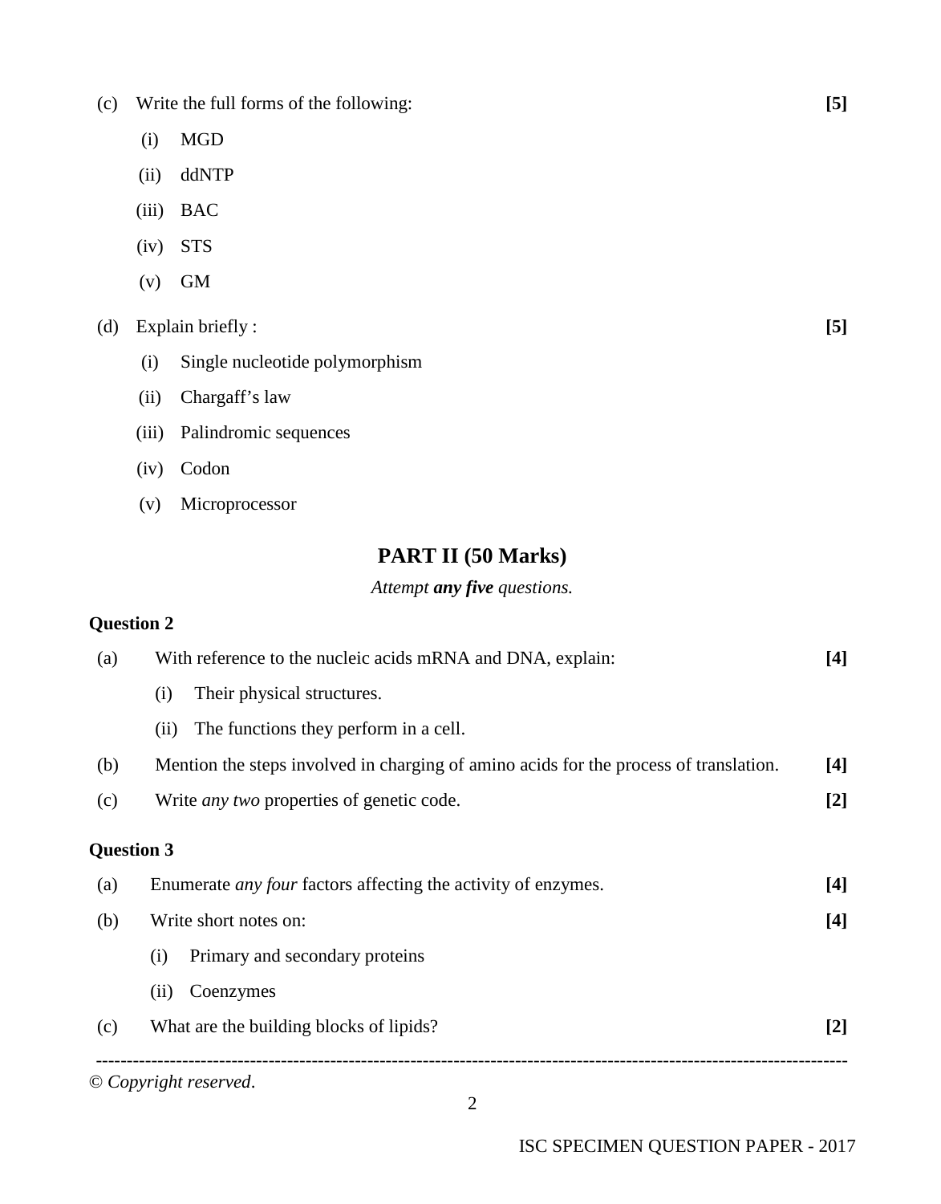(c) Write the full forms of the following: **[5]**

(i) MGD

(ii) ddNTP

(iii) BAC

(iv) STS

(v) GM

(d) Explain briefly : **[5]**

(i) Single nucleotide polymorphism

(ii) Chargaff's law

(iii) Palindromic sequences

(iv) Codon

(v) Microprocessor

## PART II (50 Marks)

*Attempt **any five** questions.*

### Question 2

(a) With reference to the nucleic acids mRNA and DNA, explain: **[4]**

(i) Their physical structures.

(ii) The functions they perform in a cell.

(b) Mention the steps involved in charging of amino acids for the process of translation. **[4]**

(c) Write *any two* properties of genetic code. **[2]**

### Question 3

(a) Enumerate *any four* factors affecting the activity of enzymes. **[4]**

(b) Write short notes on: **[4]**

(i) Primary and secondary proteins

(ii) Coenzymes

(c) What are the building blocks of lipids? **[2]**

© *Copyright reserved*.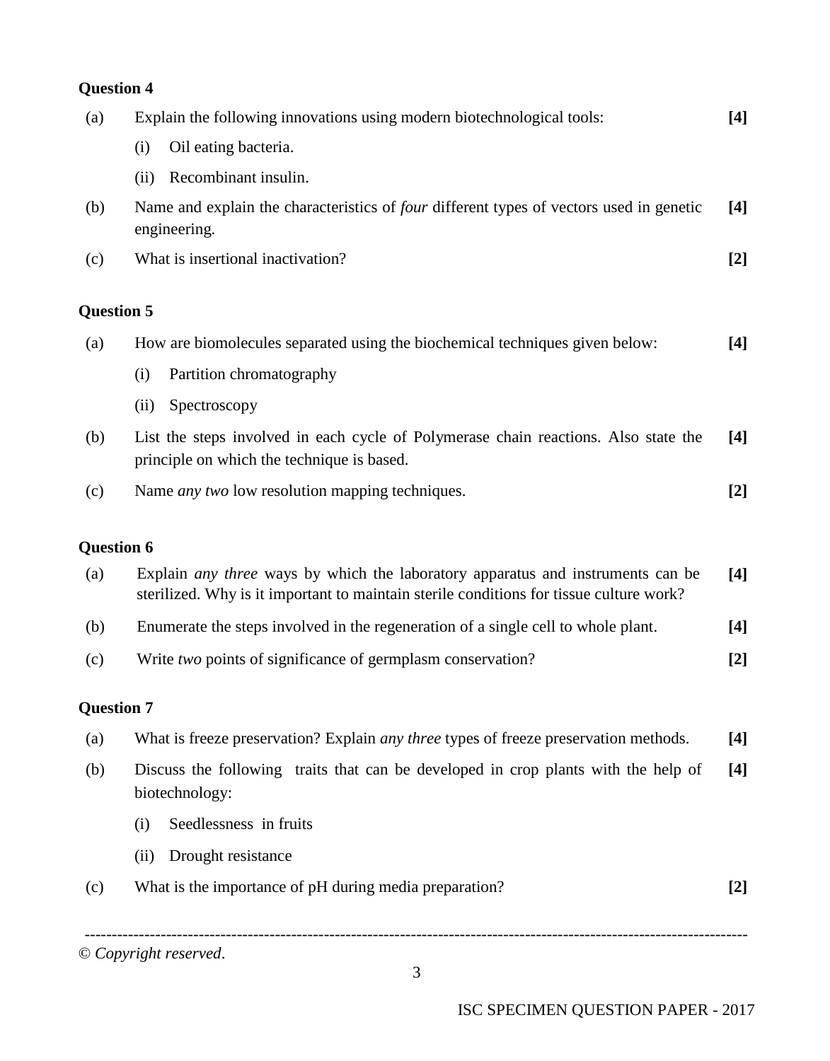**Question 4**

(a) Explain the following innovations using modern biotechnological tools: **[4]**

(i) Oil eating bacteria.

(ii) Recombinant insulin.

(b) Name and explain the characteristics of *four* different types of vectors used in genetic engineering. **[4]**

(c) What is insertional inactivation? **[2]**

**Question 5**

(a) How are biomolecules separated using the biochemical techniques given below: **[4]**

(i) Partition chromatography

(ii) Spectroscopy

(b) List the steps involved in each cycle of Polymerase chain reactions. Also state the principle on which the technique is based. **[4]**

(c) Name *any two* low resolution mapping techniques. **[2]**

**Question 6**

(a) Explain *any three* ways by which the laboratory apparatus and instruments can be sterilized. Why is it important to maintain sterile conditions for tissue culture work? **[4]**

(b) Enumerate the steps involved in the regeneration of a single cell to whole plant. **[4]**

(c) Write *two* points of significance of germplasm conservation? **[2]**

**Question 7**

(a) What is freeze preservation? Explain *any three* types of freeze preservation methods. **[4]**

(b) Discuss the following traits that can be developed in crop plants with the help of biotechnology: **[4]**

(i) Seedlessness in fruits

(ii) Drought resistance

(c) What is the importance of pH during media preparation? **[2]**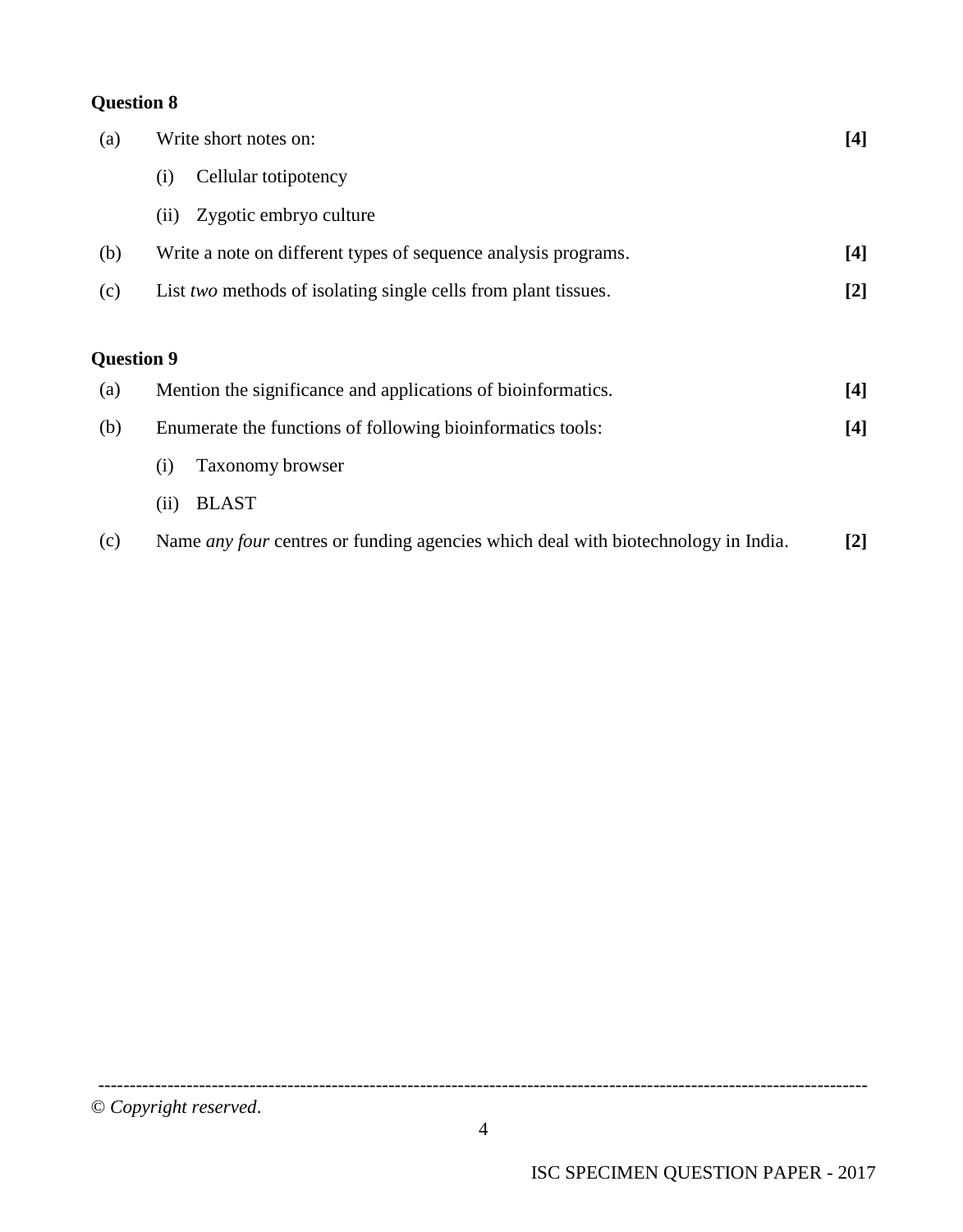**Question 8**

(a) Write short notes on: **[4]**

(i) Cellular totipotency

(ii) Zygotic embryo culture

(b) Write a note on different types of sequence analysis programs. **[4]**

(c) List *two* methods of isolating single cells from plant tissues. **[2]**

**Question 9**

(a) Mention the significance and applications of bioinformatics. **[4]**

(b) Enumerate the functions of following bioinformatics tools: **[4]**

(i) Taxonomy browser

(ii) BLAST

(c) Name *any four* centres or funding agencies which deal with biotechnology in India. **[2]**

© *Copyright reserved*.